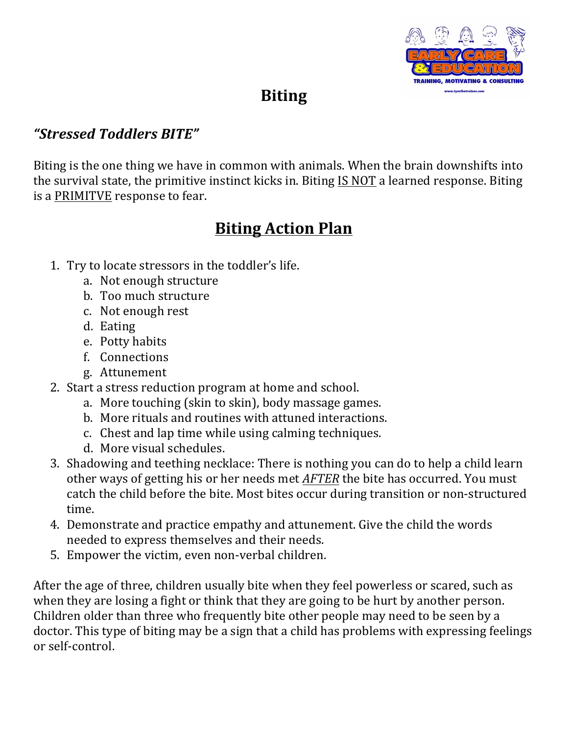# Biting

## *"Stressed Toddlers BITE"*

Biting is the one thing we have in common with animals. When the brain downshifts into the survival state, the primitive instinct kicks in. Biting <u>IS NOT</u> a learned response. Biting is a <u>PRIMITVE</u> response to fear.

## <u>Biting Action Plan</u>

1. Try to locate stressors in the toddler's life.
   a. Not enough structure
   b. Too much structure
   c. Not enough rest
   d. Eating
   e. Potty habits
   f. Connections
   g. Attunement
2. Start a stress reduction program at home and school.
   a. More touching (skin to skin), body massage games.
   b. More rituals and routines with attuned interactions.
   c. Chest and lap time while using calming techniques.
   d. More visual schedules.
3. Shadowing and teething necklace: There is nothing you can do to help a child learn other ways of getting his or her needs met <u>*AFTER*</u> the bite has occurred. You must catch the child before the bite. Most bites occur during transition or non-structured time.
4. Demonstrate and practice empathy and attunement. Give the child the words needed to express themselves and their needs.
5. Empower the victim, even non-verbal children.

After the age of three, children usually bite when they feel powerless or scared, such as when they are losing a fight or think that they are going to be hurt by another person. Children older than three who frequently bite other people may need to be seen by a doctor. This type of biting may be a sign that a child has problems with expressing feelings or self-control.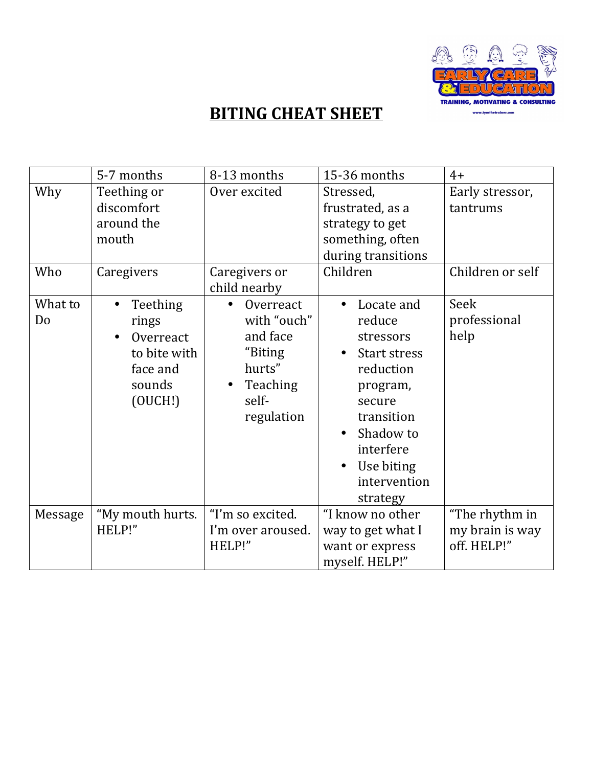# BITING CHEAT SHEET

| | 5-7 months | 8-13 months | 15-36 months | 4+ |
|---|---|---|---|---|
| Why | Teething or discomfort around the mouth | Over excited | Stressed, frustrated, as a strategy to get something, often during transitions | Early stressor, tantrums |
| Who | Caregivers | Caregivers or child nearby | Children | Children or self |
| What to Do | • Teething rings<br>• Overreact to bite with face and sounds (OUCH!) | • Overreact with "ouch" and face "Biting hurts"<br>• Teaching self-regulation | • Locate and reduce stressors<br>• Start stress reduction program, secure transition<br>• Shadow to interfere<br>• Use biting intervention strategy | Seek professional help |
| Message | "My mouth hurts. HELP!" | "I'm so excited. I'm over aroused. HELP!" | "I know no other way to get what I want or express myself. HELP!" | "The rhythm in my brain is way off. HELP!" |